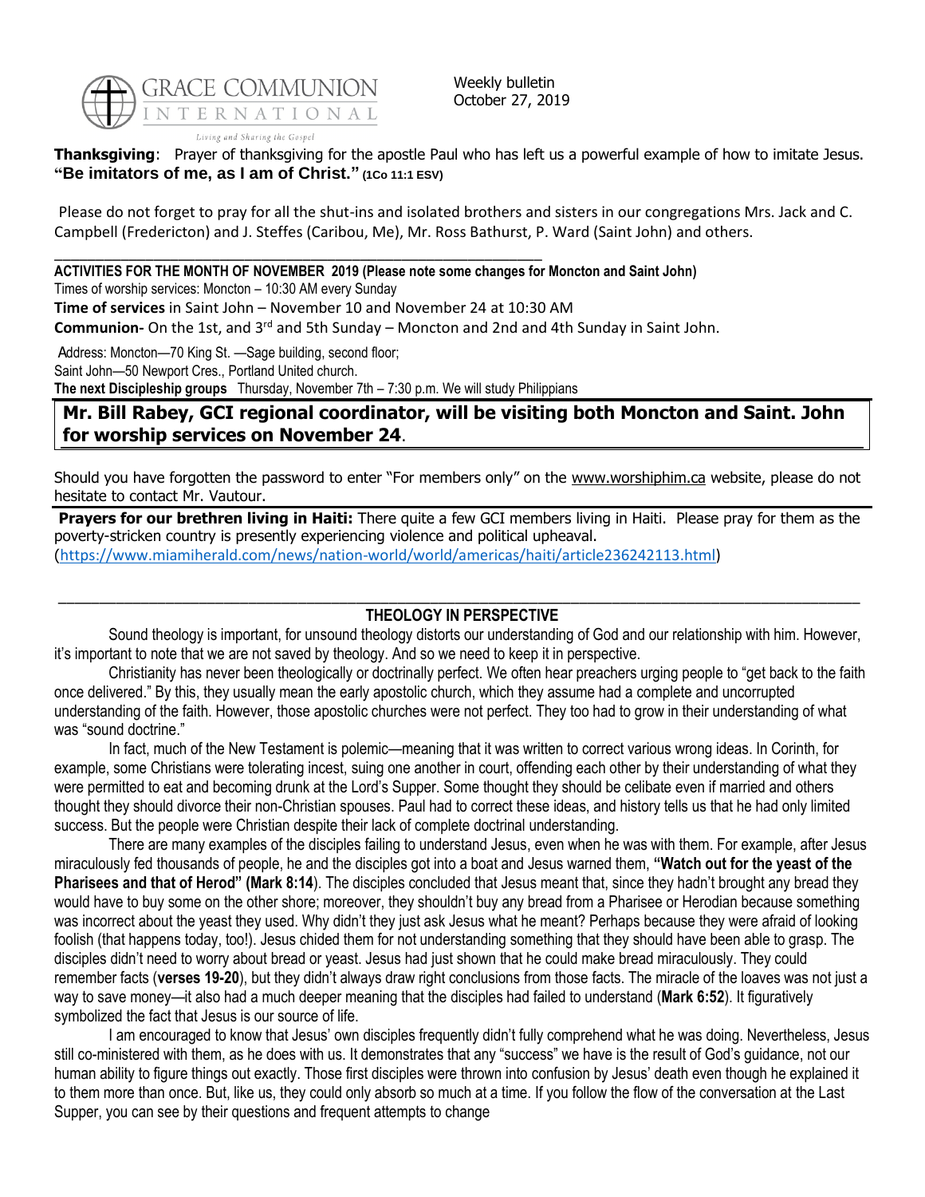GRACE COMMUNION INTERNATIONAL

Living and Sharing the Gospel

Weekly bulletin
October 27, 2019

**Thanksgiving**: Prayer of thanksgiving for the apostle Paul who has left us a powerful example of how to imitate Jesus. **"Be imitators of me, as I am of Christ." (1Co 11:1 ESV)**

Please do not forget to pray for all the shut-ins and isolated brothers and sisters in our congregations Mrs. Jack and C. Campbell (Fredericton) and J. Steffes (Caribou, Me), Mr. Ross Bathurst, P. Ward (Saint John) and others.

**ACTIVITIES FOR THE MONTH OF NOVEMBER 2019 (Please note some changes for Moncton and Saint John)**

Times of worship services: Moncton – 10:30 AM every Sunday

**Time of services** in Saint John – November 10 and November 24 at 10:30 AM

**Communion-** On the 1st, and 3rd and 5th Sunday – Moncton and 2nd and 4th Sunday in Saint John.

Address: Moncton—70 King St. —Sage building, second floor;
Saint John—50 Newport Cres., Portland United church.

**The next Discipleship groups** Thursday, November 7th – 7:30 p.m. We will study Philippians

**Mr. Bill Rabey, GCI regional coordinator, will be visiting both Moncton and Saint. John for worship services on November 24**.

Should you have forgotten the password to enter "For members only" on the www.worshiphim.ca website, please do not hesitate to contact Mr. Vautour.

**Prayers for our brethren living in Haiti:** There quite a few GCI members living in Haiti. Please pray for them as the poverty-stricken country is presently experiencing violence and political upheaval. (https://www.miamiherald.com/news/nation-world/world/americas/haiti/article236242113.html)

## THEOLOGY IN PERSPECTIVE

Sound theology is important, for unsound theology distorts our understanding of God and our relationship with him. However, it's important to note that we are not saved by theology. And so we need to keep it in perspective.

Christianity has never been theologically or doctrinally perfect. We often hear preachers urging people to "get back to the faith once delivered." By this, they usually mean the early apostolic church, which they assume had a complete and uncorrupted understanding of the faith. However, those apostolic churches were not perfect. They too had to grow in their understanding of what was "sound doctrine."

In fact, much of the New Testament is polemic—meaning that it was written to correct various wrong ideas. In Corinth, for example, some Christians were tolerating incest, suing one another in court, offending each other by their understanding of what they were permitted to eat and becoming drunk at the Lord's Supper. Some thought they should be celibate even if married and others thought they should divorce their non-Christian spouses. Paul had to correct these ideas, and history tells us that he had only limited success. But the people were Christian despite their lack of complete doctrinal understanding.

There are many examples of the disciples failing to understand Jesus, even when he was with them. For example, after Jesus miraculously fed thousands of people, he and the disciples got into a boat and Jesus warned them, **"Watch out for the yeast of the Pharisees and that of Herod" (Mark 8:14**). The disciples concluded that Jesus meant that, since they hadn't brought any bread they would have to buy some on the other shore; moreover, they shouldn't buy any bread from a Pharisee or Herodian because something was incorrect about the yeast they used. Why didn't they just ask Jesus what he meant? Perhaps because they were afraid of looking foolish (that happens today, too!). Jesus chided them for not understanding something that they should have been able to grasp. The disciples didn't need to worry about bread or yeast. Jesus had just shown that he could make bread miraculously. They could remember facts (**verses 19-20**), but they didn't always draw right conclusions from those facts. The miracle of the loaves was not just a way to save money—it also had a much deeper meaning that the disciples had failed to understand (**Mark 6:52**). It figuratively symbolized the fact that Jesus is our source of life.

I am encouraged to know that Jesus' own disciples frequently didn't fully comprehend what he was doing. Nevertheless, Jesus still co-ministered with them, as he does with us. It demonstrates that any "success" we have is the result of God's guidance, not our human ability to figure things out exactly. Those first disciples were thrown into confusion by Jesus' death even though he explained it to them more than once. But, like us, they could only absorb so much at a time. If you follow the flow of the conversation at the Last Supper, you can see by their questions and frequent attempts to change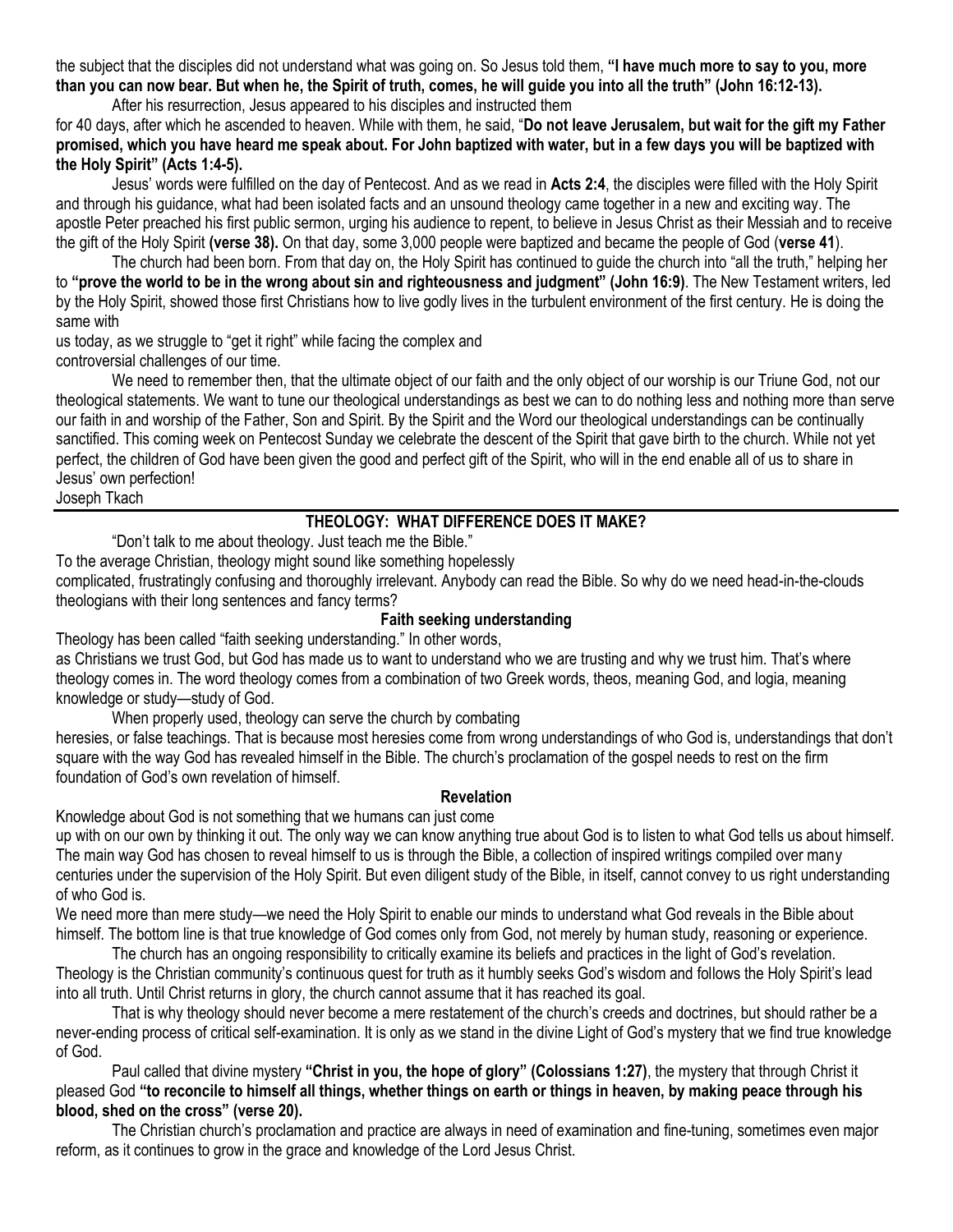the subject that the disciples did not understand what was going on. So Jesus told them, **"I have much more to say to you, more than you can now bear. But when he, the Spirit of truth, comes, he will guide you into all the truth" (John 16:12-13).**

After his resurrection, Jesus appeared to his disciples and instructed them for 40 days, after which he ascended to heaven. While with them, he said, "**Do not leave Jerusalem, but wait for the gift my Father promised, which you have heard me speak about. For John baptized with water, but in a few days you will be baptized with the Holy Spirit" (Acts 1:4-5).**

Jesus' words were fulfilled on the day of Pentecost. And as we read in **Acts 2:4**, the disciples were filled with the Holy Spirit and through his guidance, what had been isolated facts and an unsound theology came together in a new and exciting way. The apostle Peter preached his first public sermon, urging his audience to repent, to believe in Jesus Christ as their Messiah and to receive the gift of the Holy Spirit **(verse 38).** On that day, some 3,000 people were baptized and became the people of God (**verse 41**).

The church had been born. From that day on, the Holy Spirit has continued to guide the church into "all the truth," helping her to **"prove the world to be in the wrong about sin and righteousness and judgment" (John 16:9)**. The New Testament writers, led by the Holy Spirit, showed those first Christians how to live godly lives in the turbulent environment of the first century. He is doing the same with us today, as we struggle to "get it right" while facing the complex and controversial challenges of our time.

We need to remember then, that the ultimate object of our faith and the only object of our worship is our Triune God, not our theological statements. We want to tune our theological understandings as best we can to do nothing less and nothing more than serve our faith in and worship of the Father, Son and Spirit. By the Spirit and the Word our theological understandings can be continually sanctified. This coming week on Pentecost Sunday we celebrate the descent of the Spirit that gave birth to the church. While not yet perfect, the children of God have been given the good and perfect gift of the Spirit, who will in the end enable all of us to share in Jesus' own perfection!

Joseph Tkach

## THEOLOGY: WHAT DIFFERENCE DOES IT MAKE?

"Don't talk to me about theology. Just teach me the Bible."

To the average Christian, theology might sound like something hopelessly complicated, frustratingly confusing and thoroughly irrelevant. Anybody can read the Bible. So why do we need head-in-the-clouds theologians with their long sentences and fancy terms?

### Faith seeking understanding

Theology has been called "faith seeking understanding." In other words, as Christians we trust God, but God has made us to want to understand who we are trusting and why we trust him. That's where theology comes in. The word theology comes from a combination of two Greek words, theos, meaning God, and logia, meaning knowledge or study—study of God.

When properly used, theology can serve the church by combating heresies, or false teachings. That is because most heresies come from wrong understandings of who God is, understandings that don't square with the way God has revealed himself in the Bible. The church's proclamation of the gospel needs to rest on the firm foundation of God's own revelation of himself.

### Revelation

Knowledge about God is not something that we humans can just come up with on our own by thinking it out. The only way we can know anything true about God is to listen to what God tells us about himself. The main way God has chosen to reveal himself to us is through the Bible, a collection of inspired writings compiled over many centuries under the supervision of the Holy Spirit. But even diligent study of the Bible, in itself, cannot convey to us right understanding of who God is.

We need more than mere study—we need the Holy Spirit to enable our minds to understand what God reveals in the Bible about himself. The bottom line is that true knowledge of God comes only from God, not merely by human study, reasoning or experience.

The church has an ongoing responsibility to critically examine its beliefs and practices in the light of God's revelation. Theology is the Christian community's continuous quest for truth as it humbly seeks God's wisdom and follows the Holy Spirit's lead into all truth. Until Christ returns in glory, the church cannot assume that it has reached its goal.

That is why theology should never become a mere restatement of the church's creeds and doctrines, but should rather be a never-ending process of critical self-examination. It is only as we stand in the divine Light of God's mystery that we find true knowledge of God.

Paul called that divine mystery **"Christ in you, the hope of glory" (Colossians 1:27)**, the mystery that through Christ it pleased God **"to reconcile to himself all things, whether things on earth or things in heaven, by making peace through his blood, shed on the cross" (verse 20).**

The Christian church's proclamation and practice are always in need of examination and fine-tuning, sometimes even major reform, as it continues to grow in the grace and knowledge of the Lord Jesus Christ.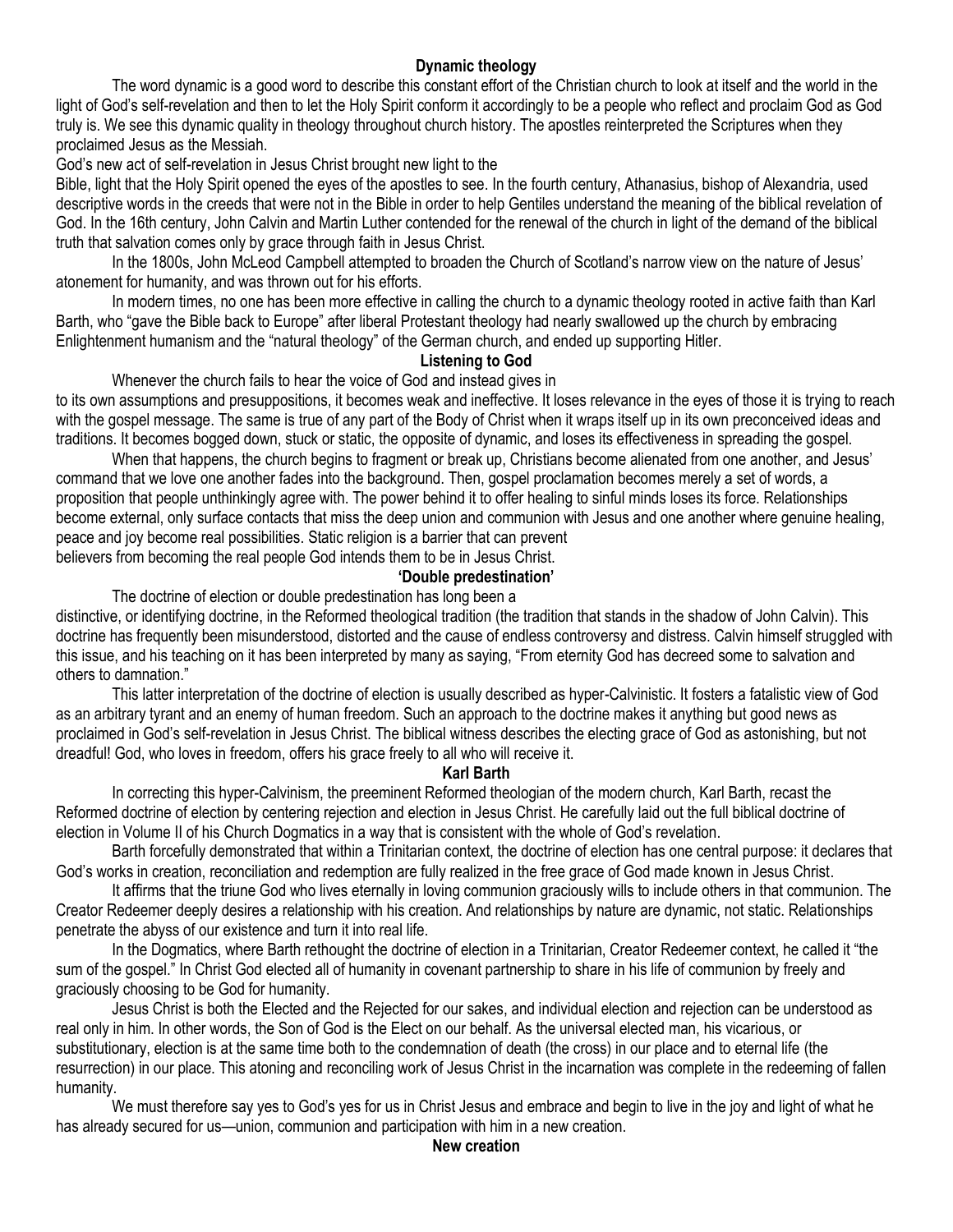## Dynamic theology

The word dynamic is a good word to describe this constant effort of the Christian church to look at itself and the world in the light of God's self-revelation and then to let the Holy Spirit conform it accordingly to be a people who reflect and proclaim God as God truly is. We see this dynamic quality in theology throughout church history. The apostles reinterpreted the Scriptures when they proclaimed Jesus as the Messiah.

God's new act of self-revelation in Jesus Christ brought new light to the Bible, light that the Holy Spirit opened the eyes of the apostles to see. In the fourth century, Athanasius, bishop of Alexandria, used descriptive words in the creeds that were not in the Bible in order to help Gentiles understand the meaning of the biblical revelation of God. In the 16th century, John Calvin and Martin Luther contended for the renewal of the church in light of the demand of the biblical truth that salvation comes only by grace through faith in Jesus Christ.

In the 1800s, John McLeod Campbell attempted to broaden the Church of Scotland's narrow view on the nature of Jesus' atonement for humanity, and was thrown out for his efforts.

In modern times, no one has been more effective in calling the church to a dynamic theology rooted in active faith than Karl Barth, who "gave the Bible back to Europe" after liberal Protestant theology had nearly swallowed up the church by embracing Enlightenment humanism and the "natural theology" of the German church, and ended up supporting Hitler.

## Listening to God

Whenever the church fails to hear the voice of God and instead gives in to its own assumptions and presuppositions, it becomes weak and ineffective. It loses relevance in the eyes of those it is trying to reach with the gospel message. The same is true of any part of the Body of Christ when it wraps itself up in its own preconceived ideas and traditions. It becomes bogged down, stuck or static, the opposite of dynamic, and loses its effectiveness in spreading the gospel.

When that happens, the church begins to fragment or break up, Christians become alienated from one another, and Jesus' command that we love one another fades into the background. Then, gospel proclamation becomes merely a set of words, a proposition that people unthinkingly agree with. The power behind it to offer healing to sinful minds loses its force. Relationships become external, only surface contacts that miss the deep union and communion with Jesus and one another where genuine healing, peace and joy become real possibilities. Static religion is a barrier that can prevent believers from becoming the real people God intends them to be in Jesus Christ.

## 'Double predestination'

The doctrine of election or double predestination has long been a distinctive, or identifying doctrine, in the Reformed theological tradition (the tradition that stands in the shadow of John Calvin). This doctrine has frequently been misunderstood, distorted and the cause of endless controversy and distress. Calvin himself struggled with this issue, and his teaching on it has been interpreted by many as saying, "From eternity God has decreed some to salvation and others to damnation."

This latter interpretation of the doctrine of election is usually described as hyper-Calvinistic. It fosters a fatalistic view of God as an arbitrary tyrant and an enemy of human freedom. Such an approach to the doctrine makes it anything but good news as proclaimed in God's self-revelation in Jesus Christ. The biblical witness describes the electing grace of God as astonishing, but not dreadful! God, who loves in freedom, offers his grace freely to all who will receive it.

## Karl Barth

In correcting this hyper-Calvinism, the preeminent Reformed theologian of the modern church, Karl Barth, recast the Reformed doctrine of election by centering rejection and election in Jesus Christ. He carefully laid out the full biblical doctrine of election in Volume II of his Church Dogmatics in a way that is consistent with the whole of God's revelation.

Barth forcefully demonstrated that within a Trinitarian context, the doctrine of election has one central purpose: it declares that God's works in creation, reconciliation and redemption are fully realized in the free grace of God made known in Jesus Christ.

It affirms that the triune God who lives eternally in loving communion graciously wills to include others in that communion. The Creator Redeemer deeply desires a relationship with his creation. And relationships by nature are dynamic, not static. Relationships penetrate the abyss of our existence and turn it into real life.

In the Dogmatics, where Barth rethought the doctrine of election in a Trinitarian, Creator Redeemer context, he called it "the sum of the gospel." In Christ God elected all of humanity in covenant partnership to share in his life of communion by freely and graciously choosing to be God for humanity.

Jesus Christ is both the Elected and the Rejected for our sakes, and individual election and rejection can be understood as real only in him. In other words, the Son of God is the Elect on our behalf. As the universal elected man, his vicarious, or substitutionary, election is at the same time both to the condemnation of death (the cross) in our place and to eternal life (the resurrection) in our place. This atoning and reconciling work of Jesus Christ in the incarnation was complete in the redeeming of fallen humanity.

We must therefore say yes to God's yes for us in Christ Jesus and embrace and begin to live in the joy and light of what he has already secured for us—union, communion and participation with him in a new creation.

## New creation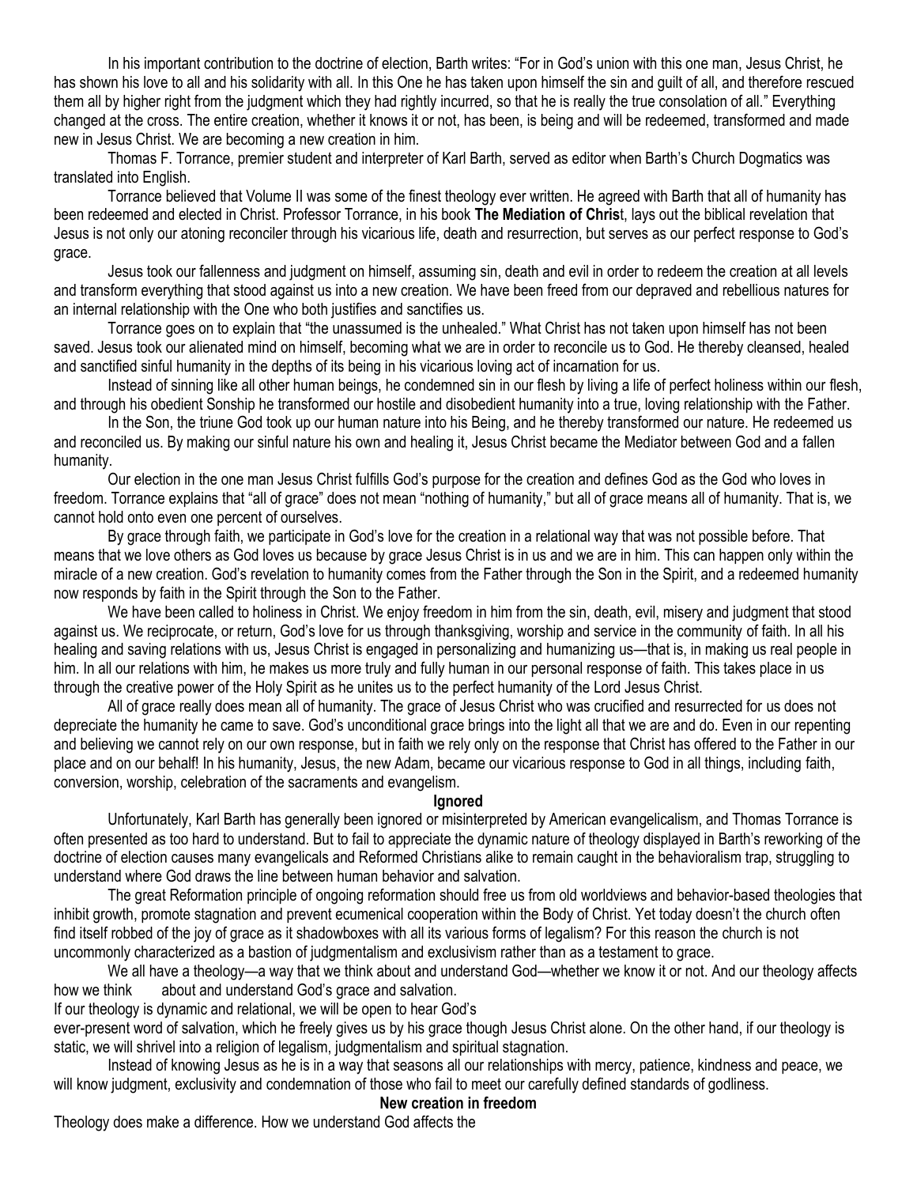In his important contribution to the doctrine of election, Barth writes: "For in God's union with this one man, Jesus Christ, he has shown his love to all and his solidarity with all. In this One he has taken upon himself the sin and guilt of all, and therefore rescued them all by higher right from the judgment which they had rightly incurred, so that he is really the true consolation of all." Everything changed at the cross. The entire creation, whether it knows it or not, has been, is being and will be redeemed, transformed and made new in Jesus Christ. We are becoming a new creation in him.

Thomas F. Torrance, premier student and interpreter of Karl Barth, served as editor when Barth's Church Dogmatics was translated into English.

Torrance believed that Volume II was some of the finest theology ever written. He agreed with Barth that all of humanity has been redeemed and elected in Christ. Professor Torrance, in his book **The Mediation of Chris**t, lays out the biblical revelation that Jesus is not only our atoning reconciler through his vicarious life, death and resurrection, but serves as our perfect response to God's grace.

Jesus took our fallenness and judgment on himself, assuming sin, death and evil in order to redeem the creation at all levels and transform everything that stood against us into a new creation. We have been freed from our depraved and rebellious natures for an internal relationship with the One who both justifies and sanctifies us.

Torrance goes on to explain that "the unassumed is the unhealed." What Christ has not taken upon himself has not been saved. Jesus took our alienated mind on himself, becoming what we are in order to reconcile us to God. He thereby cleansed, healed and sanctified sinful humanity in the depths of its being in his vicarious loving act of incarnation for us.

Instead of sinning like all other human beings, he condemned sin in our flesh by living a life of perfect holiness within our flesh, and through his obedient Sonship he transformed our hostile and disobedient humanity into a true, loving relationship with the Father.

In the Son, the triune God took up our human nature into his Being, and he thereby transformed our nature. He redeemed us and reconciled us. By making our sinful nature his own and healing it, Jesus Christ became the Mediator between God and a fallen humanity.

Our election in the one man Jesus Christ fulfills God's purpose for the creation and defines God as the God who loves in freedom. Torrance explains that "all of grace" does not mean "nothing of humanity," but all of grace means all of humanity. That is, we cannot hold onto even one percent of ourselves.

By grace through faith, we participate in God's love for the creation in a relational way that was not possible before. That means that we love others as God loves us because by grace Jesus Christ is in us and we are in him. This can happen only within the miracle of a new creation. God's revelation to humanity comes from the Father through the Son in the Spirit, and a redeemed humanity now responds by faith in the Spirit through the Son to the Father.

We have been called to holiness in Christ. We enjoy freedom in him from the sin, death, evil, misery and judgment that stood against us. We reciprocate, or return, God's love for us through thanksgiving, worship and service in the community of faith. In all his healing and saving relations with us, Jesus Christ is engaged in personalizing and humanizing us—that is, in making us real people in him. In all our relations with him, he makes us more truly and fully human in our personal response of faith. This takes place in us through the creative power of the Holy Spirit as he unites us to the perfect humanity of the Lord Jesus Christ.

All of grace really does mean all of humanity. The grace of Jesus Christ who was crucified and resurrected for us does not depreciate the humanity he came to save. God's unconditional grace brings into the light all that we are and do. Even in our repenting and believing we cannot rely on our own response, but in faith we rely only on the response that Christ has offered to the Father in our place and on our behalf! In his humanity, Jesus, the new Adam, became our vicarious response to God in all things, including faith, conversion, worship, celebration of the sacraments and evangelism.

## Ignored

Unfortunately, Karl Barth has generally been ignored or misinterpreted by American evangelicalism, and Thomas Torrance is often presented as too hard to understand. But to fail to appreciate the dynamic nature of theology displayed in Barth's reworking of the doctrine of election causes many evangelicals and Reformed Christians alike to remain caught in the behavioralism trap, struggling to understand where God draws the line between human behavior and salvation.

The great Reformation principle of ongoing reformation should free us from old worldviews and behavior-based theologies that inhibit growth, promote stagnation and prevent ecumenical cooperation within the Body of Christ. Yet today doesn't the church often find itself robbed of the joy of grace as it shadowboxes with all its various forms of legalism? For this reason the church is not uncommonly characterized as a bastion of judgmentalism and exclusivism rather than as a testament to grace.

We all have a theology—a way that we think about and understand God—whether we know it or not. And our theology affects how we think about and understand God's grace and salvation.

If our theology is dynamic and relational, we will be open to hear God's ever-present word of salvation, which he freely gives us by his grace though Jesus Christ alone. On the other hand, if our theology is static, we will shrivel into a religion of legalism, judgmentalism and spiritual stagnation.

Instead of knowing Jesus as he is in a way that seasons all our relationships with mercy, patience, kindness and peace, we will know judgment, exclusivity and condemnation of those who fail to meet our carefully defined standards of godliness.

## New creation in freedom

Theology does make a difference. How we understand God affects the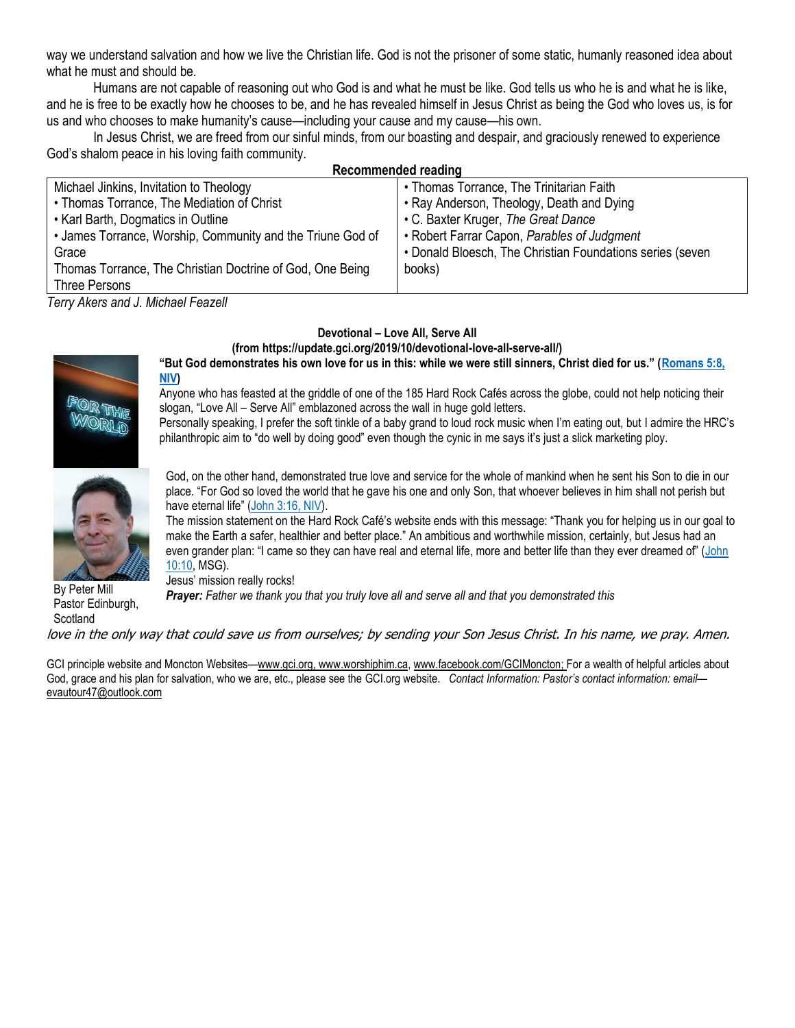way we understand salvation and how we live the Christian life. God is not the prisoner of some static, humanly reasoned idea about what he must and should be.

Humans are not capable of reasoning out who God is and what he must be like. God tells us who he is and what he is like, and he is free to be exactly how he chooses to be, and he has revealed himself in Jesus Christ as being the God who loves us, is for us and who chooses to make humanity's cause—including your cause and my cause—his own.

In Jesus Christ, we are freed from our sinful minds, from our boasting and despair, and graciously renewed to experience God's shalom peace in his loving faith community.

**Recommended reading**

| | |
|---|---|
| Michael Jinkins, Invitation to Theology | • Thomas Torrance, The Trinitarian Faith |
| • Thomas Torrance, The Mediation of Christ | • Ray Anderson, Theology, Death and Dying |
| • Karl Barth, Dogmatics in Outline | • C. Baxter Kruger, *The Great Dance* |
| • James Torrance, Worship, Community and the Triune God of Grace | • Robert Farrar Capon, *Parables of Judgment* |
| Thomas Torrance, The Christian Doctrine of God, One Being Three Persons | • Donald Bloesch, The Christian Foundations series (seven books) |

*Terry Akers and J. Michael Feazell*

**Devotional – Love All, Serve All**

**(from https://update.gci.org/2019/10/devotional-love-all-serve-all/)**

**"But God demonstrates his own love for us in this: while we were still sinners, Christ died for us." (Romans 5:8, NIV)**

Anyone who has feasted at the griddle of one of the 185 Hard Rock Cafés across the globe, could not help noticing their slogan, "Love All – Serve All" emblazoned across the wall in huge gold letters.

Personally speaking, I prefer the soft tinkle of a baby grand to loud rock music when I'm eating out, but I admire the HRC's philanthropic aim to "do well by doing good" even though the cynic in me says it's just a slick marketing ploy.

God, on the other hand, demonstrated true love and service for the whole of mankind when he sent his Son to die in our place. "For God so loved the world that he gave his one and only Son, that whoever believes in him shall not perish but have eternal life" (John 3:16, NIV).

The mission statement on the Hard Rock Café's website ends with this message: "Thank you for helping us in our goal to make the Earth a safer, healthier and better place." An ambitious and worthwhile mission, certainly, but Jesus had an even grander plan: "I came so they can have real and eternal life, more and better life than they ever dreamed of" (John 10:10, MSG).

Jesus' mission really rocks!

***Prayer:*** *Father we thank you that you truly love all and serve all and that you demonstrated this love in the only way that could save us from ourselves; by sending your Son Jesus Christ. In his name, we pray. Amen.*

By Peter Mill
Pastor Edinburgh, Scotland

GCI principle website and Moncton Websites—www.gci.org, www.worshiphim.ca, www.facebook.com/GCIMoncton; For a wealth of helpful articles about God, grace and his plan for salvation, who we are, etc., please see the GCI.org website. *Contact Information: Pastor's contact information: email—* evautour47@outlook.com